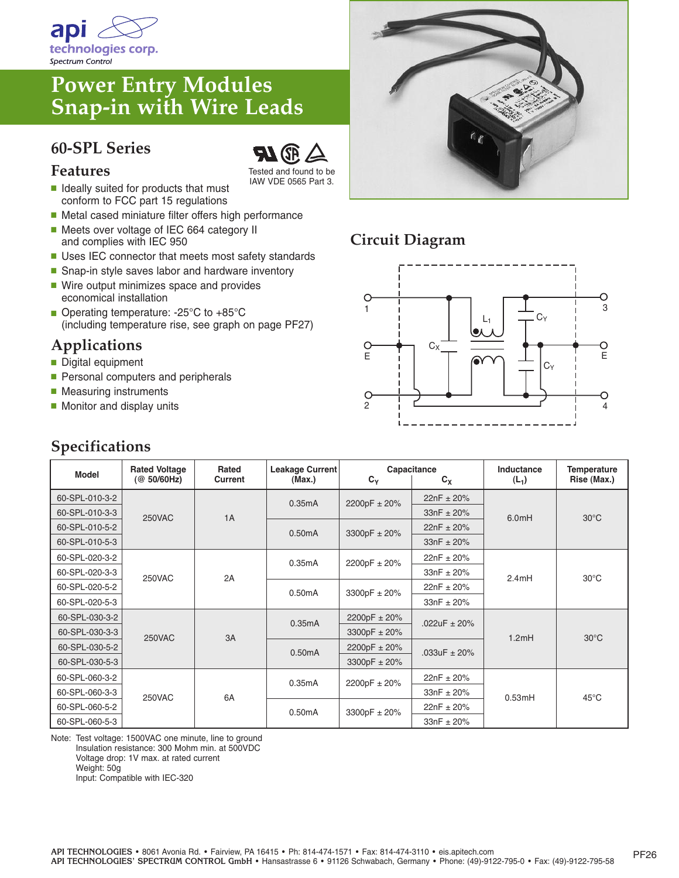api technologies corp.
Spectrum Control

# Power Entry Modules Snap-in with Wire Leads

## 60-SPL Series

Tested and found to be IAW VDE 0565 Part 3.

### Features

- Ideally suited for products that must conform to FCC part 15 regulations
- Metal cased miniature filter offers high performance
- Meets over voltage of IEC 664 category II and complies with IEC 950
- Uses IEC connector that meets most safety standards
- Snap-in style saves labor and hardware inventory
- Wire output minimizes space and provides economical installation
- Operating temperature: -25°C to +85°C (including temperature rise, see graph on page PF27)

### Applications

- Digital equipment
- Personal computers and peripherals
- Measuring instruments
- Monitor and display units

## Circuit Diagram

## Specifications

| Model | Rated Voltage (@ 50/60Hz) | Rated Current | Leakage Current (Max.) | Capacitance $C_Y$ | Capacitance $C_X$ | Inductance ($L_1$) | Temperature Rise (Max.) |
|---|---|---|---|---|---|---|---|
| 60-SPL-010-3-2 | 250VAC | 1A | 0.35mA | 2200pF ± 20% | 22nF ± 20% | 6.0mH | 30°C |
| 60-SPL-010-3-3 | | | | | 33nF ± 20% | | |
| 60-SPL-010-5-2 | | | 0.50mA | 3300pF ± 20% | 22nF ± 20% | | |
| 60-SPL-010-5-3 | | | | | 33nF ± 20% | | |
| 60-SPL-020-3-2 | 250VAC | 2A | 0.35mA | 2200pF ± 20% | 22nF ± 20% | 2.4mH | 30°C |
| 60-SPL-020-3-3 | | | | | 33nF ± 20% | | |
| 60-SPL-020-5-2 | | | 0.50mA | 3300pF ± 20% | 22nF ± 20% | | |
| 60-SPL-020-5-3 | | | | | 33nF ± 20% | | |
| 60-SPL-030-3-2 | 250VAC | 3A | 0.35mA | 2200pF ± 20% | .022uF ± 20% | 1.2mH | 30°C |
| 60-SPL-030-3-3 | | | | 3300pF ± 20% | | | |
| 60-SPL-030-5-2 | | | 0.50mA | 2200pF ± 20% | .033uF ± 20% | | |
| 60-SPL-030-5-3 | | | | 3300pF ± 20% | | | |
| 60-SPL-060-3-2 | 250VAC | 6A | 0.35mA | 2200pF ± 20% | 22nF ± 20% | 0.53mH | 45°C |
| 60-SPL-060-3-3 | | | | | 33nF ± 20% | | |
| 60-SPL-060-5-2 | | | 0.50mA | 3300pF ± 20% | 22nF ± 20% | | |
| 60-SPL-060-5-3 | | | | | 33nF ± 20% | | |

Note: Test voltage: 1500VAC one minute, line to ground
Insulation resistance: 300 Mohm min. at 500VDC
Voltage drop: 1V max. at rated current
Weight: 50g
Input: Compatible with IEC-320

API TECHNOLOGIES • 8061 Avonia Rd. • Fairview, PA 16415 • Ph: 814-474-1571 • Fax: 814-474-3110 • eis.apitech.com
API TECHNOLOGIES' SPECTRUM CONTROL GmbH • Hansastrasse 6 • 91126 Schwabach, Germany • Phone: (49)-9122-795-0 • Fax: (49)-9122-795-58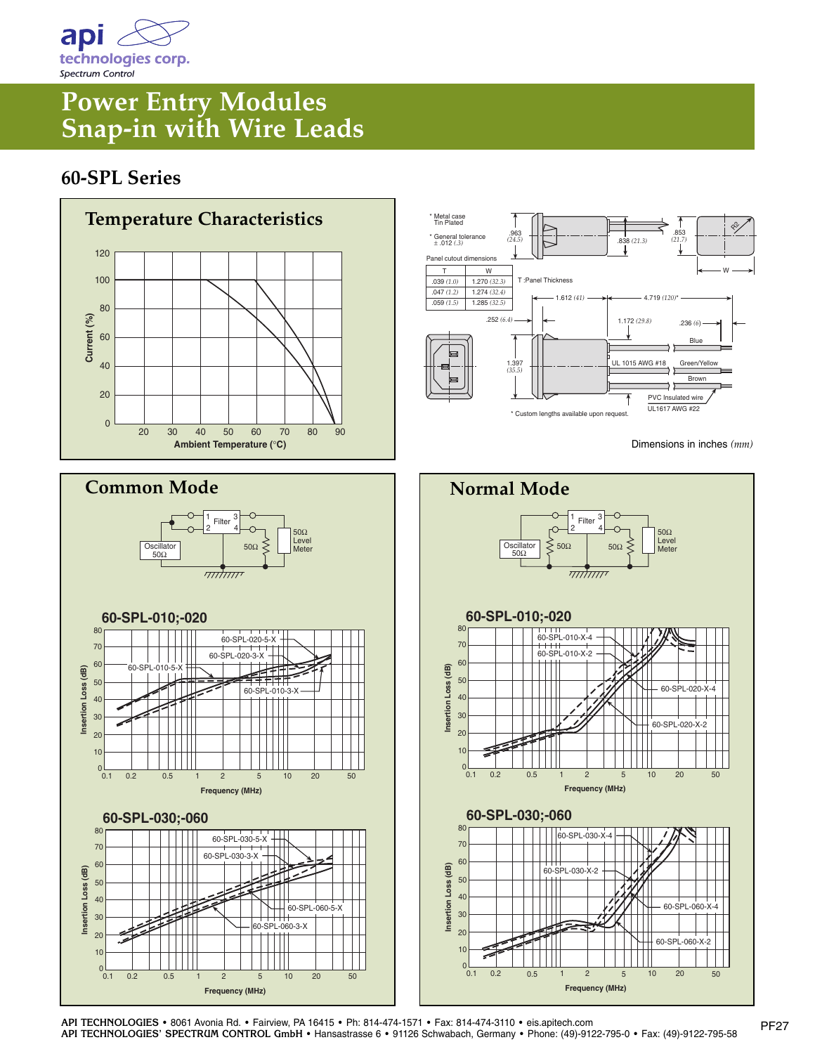api technologies corp.
Spectrum Control

# Power Entry Modules Snap-in with Wire Leads

## 60-SPL Series

### Temperature Characteristics

Current (%)
120
100
80
60
40
20
0
20 30 40 50 60 70 80 90
Ambient Temperature (°C)

* Metal case Tin Plated

* General tolerance ± .012 *(.3)*

Panel cutout dimensions

| T | W |
|---|---|
| .039 *(1.0)* | 1.270 *(32.3)* |
| .047 *(1.2)* | 1.274 *(32.4)* |
| .059 *(1.5)* | 1.285 *(32.5)* |

T :Panel Thickness

.963 *(24.5)*
.838 *(21.3)*
.853 *(21.7)*
R2
W
1.612 *(41)*
4.719 *(120)**
.252 *(6.4)*
1.172 *(29.8)*
.236 *(6)*
1.397 *(35.5)*
Blue
UL 1015 AWG #18
Green/Yellow
Brown
PVC Insulated wire
UL1617 AWG #22

* Custom lengths available upon request.

Dimensions in inches *(mm)*

### Common Mode

Oscillator 50Ω
1 Filter 3
2 4
50Ω
50Ω Level Meter

**60-SPL-010;-020**

Insertion Loss (dB)
Frequency (MHz)
0.1 0.2 0.5 1 2 5 10 20 50
60-SPL-020-5-X
60-SPL-020-3-X
60-SPL-010-5-X
60-SPL-010-3-X

**60-SPL-030;-060**

Insertion Loss (dB)
Frequency (MHz)
0.1 0.2 0.5 1 2 5 10 20 50
60-SPL-030-5-X
60-SPL-030-3-X
60-SPL-060-5-X
60-SPL-060-3-X

### Normal Mode

Oscillator 50Ω
50Ω
1 Filter 3
2 4
50Ω
50Ω Level Meter

**60-SPL-010;-020**

Insertion Loss (dB)
Frequency (MHz)
0.1 0.2 0.5 1 2 5 10 20 50
60-SPL-010-X-4
60-SPL-010-X-2
60-SPL-020-X-4
60-SPL-020-X-2

**60-SPL-030;-060**

Insertion Loss (dB)
Frequency (MHz)
0.1 0.2 0.5 1 2 5 10 20 50
60-SPL-030-X-4
60-SPL-030-X-2
60-SPL-060-X-4
60-SPL-060-X-2

API TECHNOLOGIES • 8061 Avonia Rd. • Fairview, PA 16415 • Ph: 814-474-1571 • Fax: 814-474-3110 • eis.apitech.com
API TECHNOLOGIES' SPECTRUM CONTROL GmbH • Hansastrasse 6 • 91126 Schwabach, Germany • Phone: (49)-9122-795-0 • Fax: (49)-9122-795-58